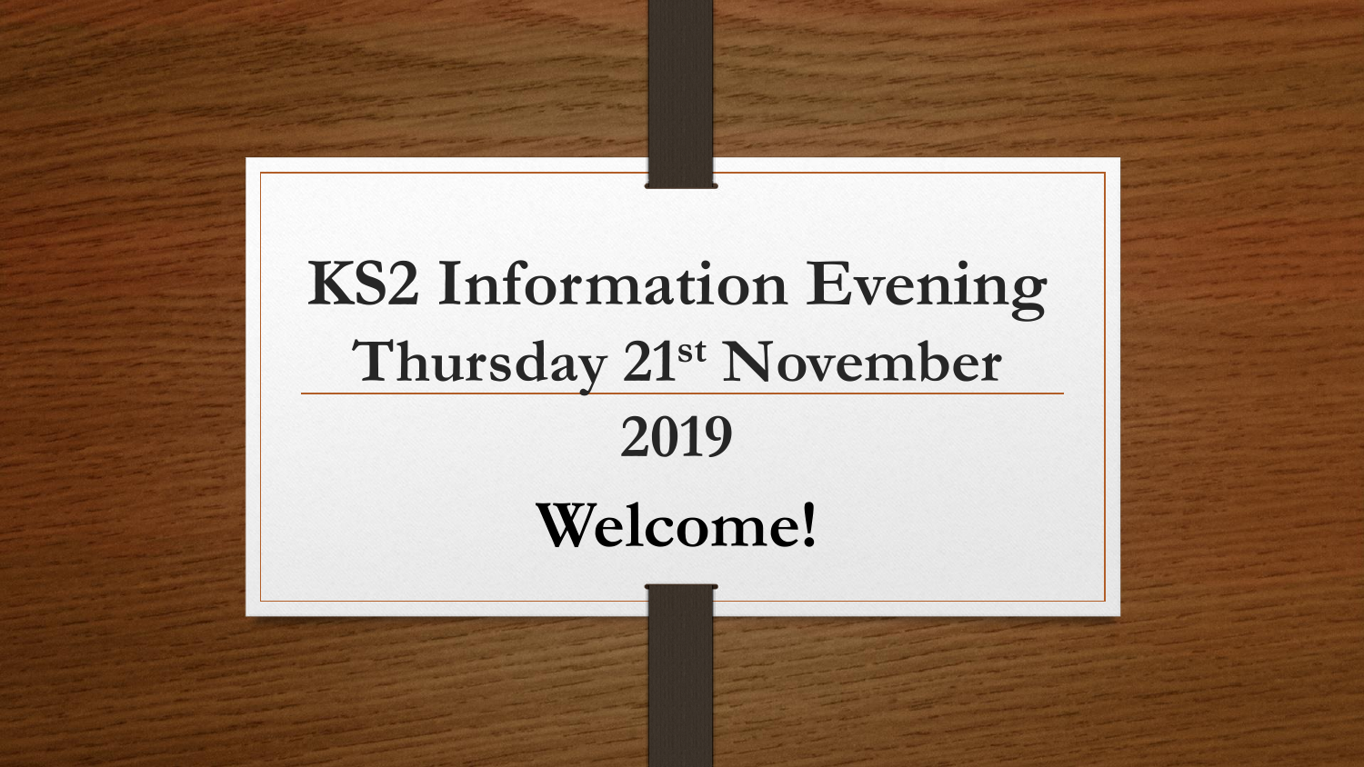# KS2 Information Evening

## Thursday 21st November 2019

# Welcome!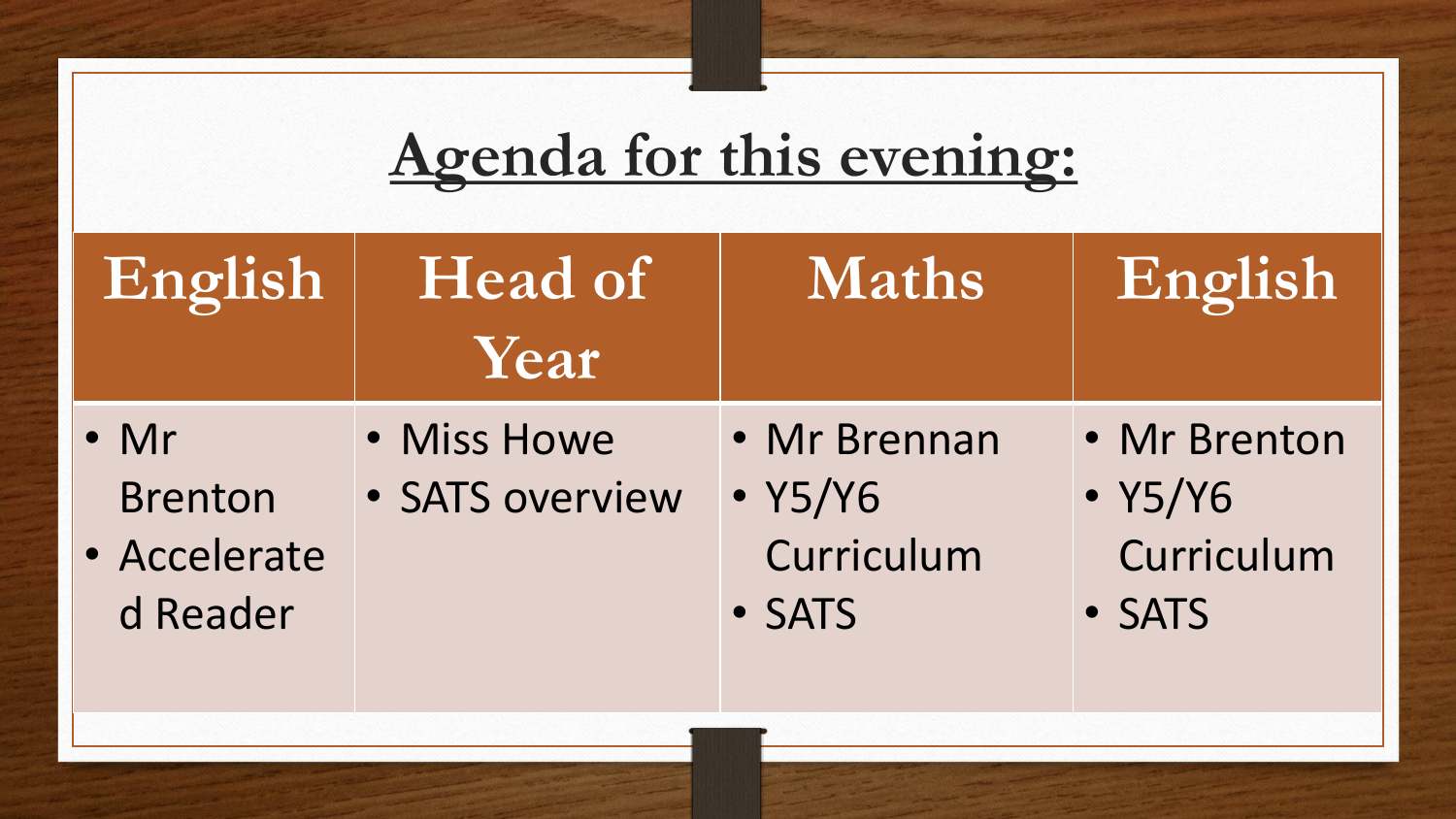# Agenda for this evening:

| English | Head of Year | Maths | English |
|---|---|---|---|
| • Mr Brenton<br>• Accelerated Reader | • Miss Howe<br>• SATS overview | • Mr Brennan<br>• Y5/Y6 Curriculum<br>• SATS | • Mr Brenton<br>• Y5/Y6 Curriculum<br>• SATS |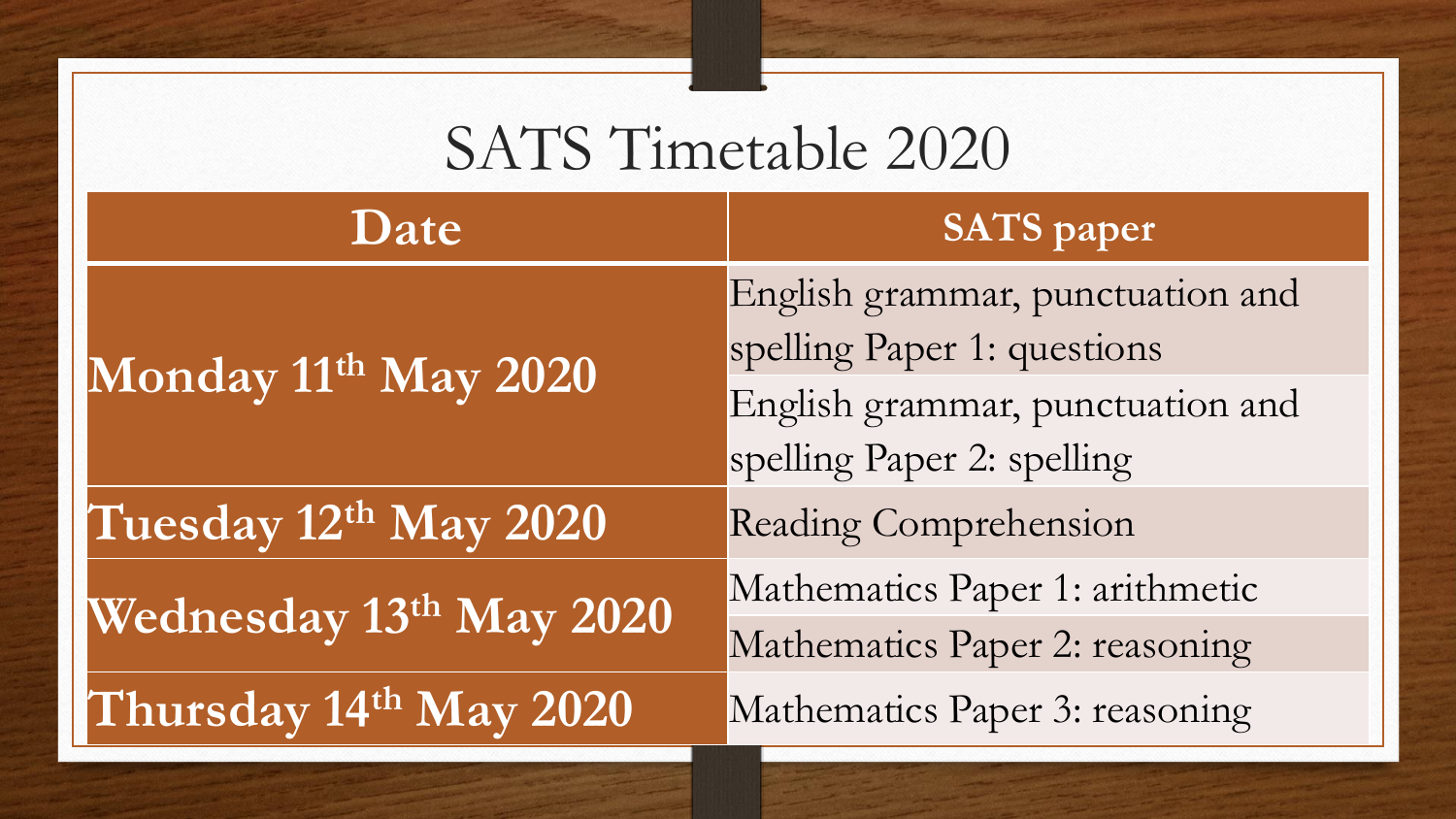# SATS Timetable 2020

| Date | SATS paper |
| --- | --- |
| Monday 11th May 2020 | English grammar, punctuation and spelling Paper 1: questions |
| | English grammar, punctuation and spelling Paper 2: spelling |
| Tuesday 12th May 2020 | Reading Comprehension |
| Wednesday 13th May 2020 | Mathematics Paper 1: arithmetic |
| | Mathematics Paper 2: reasoning |
| Thursday 14th May 2020 | Mathematics Paper 3: reasoning |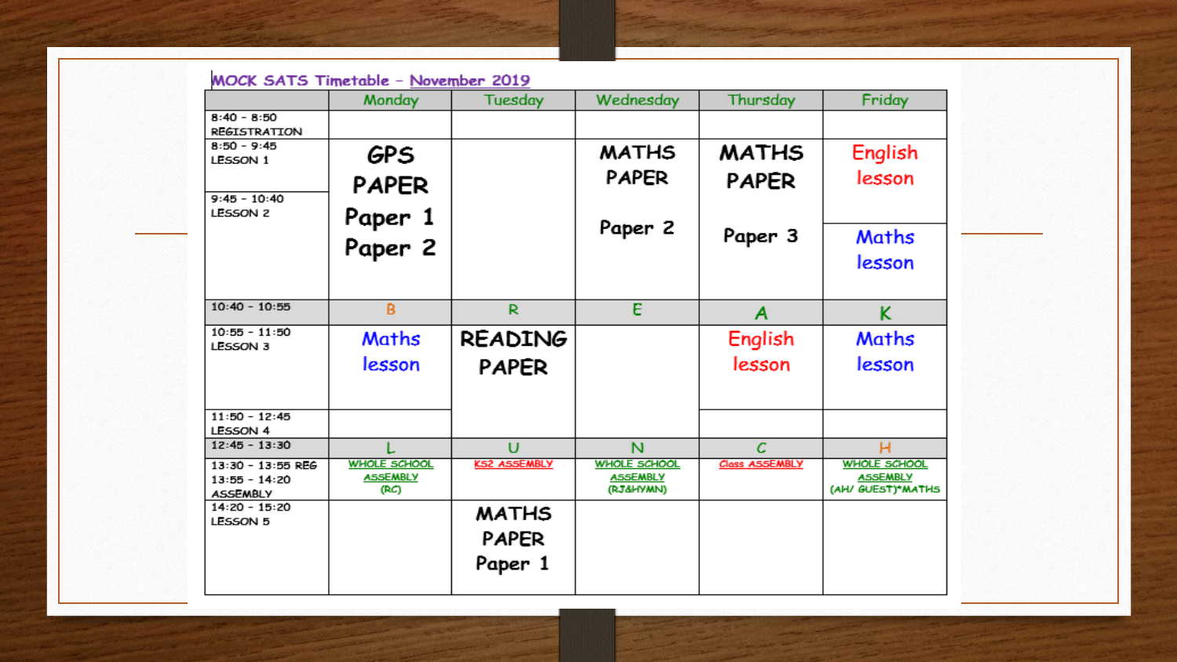# MOCK SATS Timetable – November 2019

| | Monday | Tuesday | Wednesday | Thursday | Friday |
|---|---|---|---|---|---|
| 8:40 – 8:50 REGISTRATION | | | | | |
| 8:50 – 9:45 LESSON 1 | GPS PAPER Paper 1 Paper 2 | | MATHS PAPER Paper 2 | MATHS PAPER Paper 3 | English lesson |
| 9:45 – 10:40 LESSON 2 | | | | | Maths lesson |
| 10:40 – 10:55 | B | R | E | A | K |
| 10:55 – 11:50 LESSON 3 | Maths lesson | READING PAPER | | English lesson | Maths lesson |
| 11:50 – 12:45 LESSON 4 | | | | | |
| 12:45 – 13:30 | L | U | N | C | H |
| 13:30 – 13:55 REG 13:55 – 14:20 ASSEMBLY | WHOLE SCHOOL ASSEMBLY (RC) | KS2 ASSEMBLY | WHOLE SCHOOL ASSEMBLY (RJ&HYMN) | Class ASSEMBLY | WHOLE SCHOOL ASSEMBLY (AH/ GUEST)*MATHS |
| 14:20 – 15:20 LESSON 5 | | MATHS PAPER Paper 1 | | | |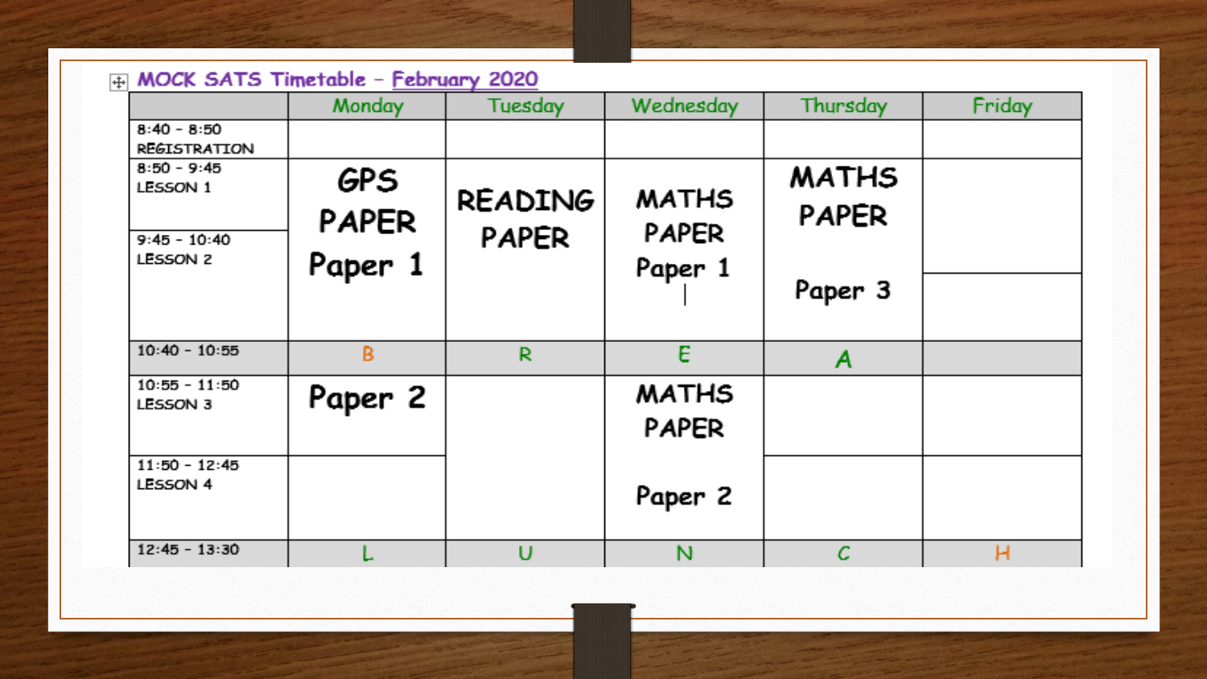## MOCK SATS Timetable – February 2020

| | Monday | Tuesday | Wednesday | Thursday | Friday |
|---|---|---|---|---|---|
| 8:40 - 8:50 REGISTRATION | | | | | |
| 8:50 - 9:45 LESSON 1 | GPS PAPER Paper 1 | READING PAPER | MATHS PAPER Paper 1 | MATHS PAPER Paper 3 | |
| 9:45 - 10:40 LESSON 2 | | | | | |
| 10:40 - 10:55 | B | R | E | A | |
| 10:55 - 11:50 LESSON 3 | Paper 2 | | MATHS PAPER Paper 2 | | |
| 11:50 - 12:45 LESSON 4 | | | | | |
| 12:45 - 13:30 | L | U | N | C | H |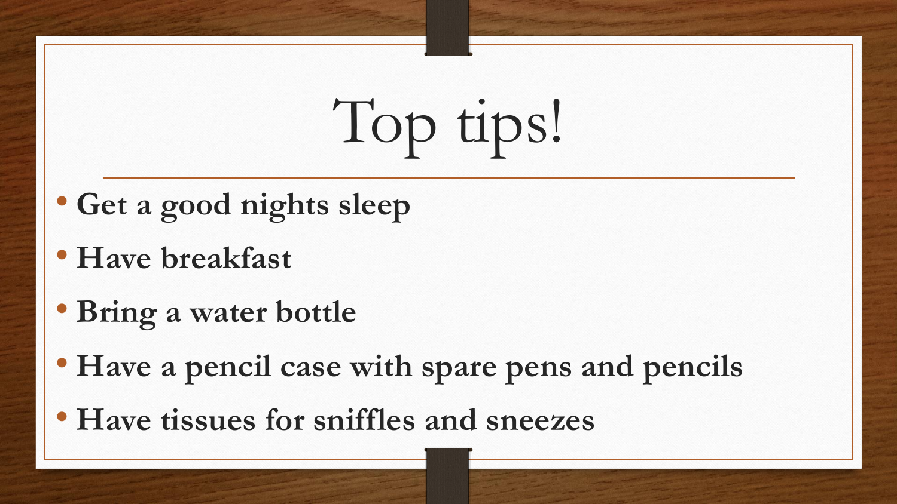# Top tips!

- **Get a good nights sleep**
- **Have breakfast**
- **Bring a water bottle**
- **Have a pencil case with spare pens and pencils**
- **Have tissues for sniffles and sneezes**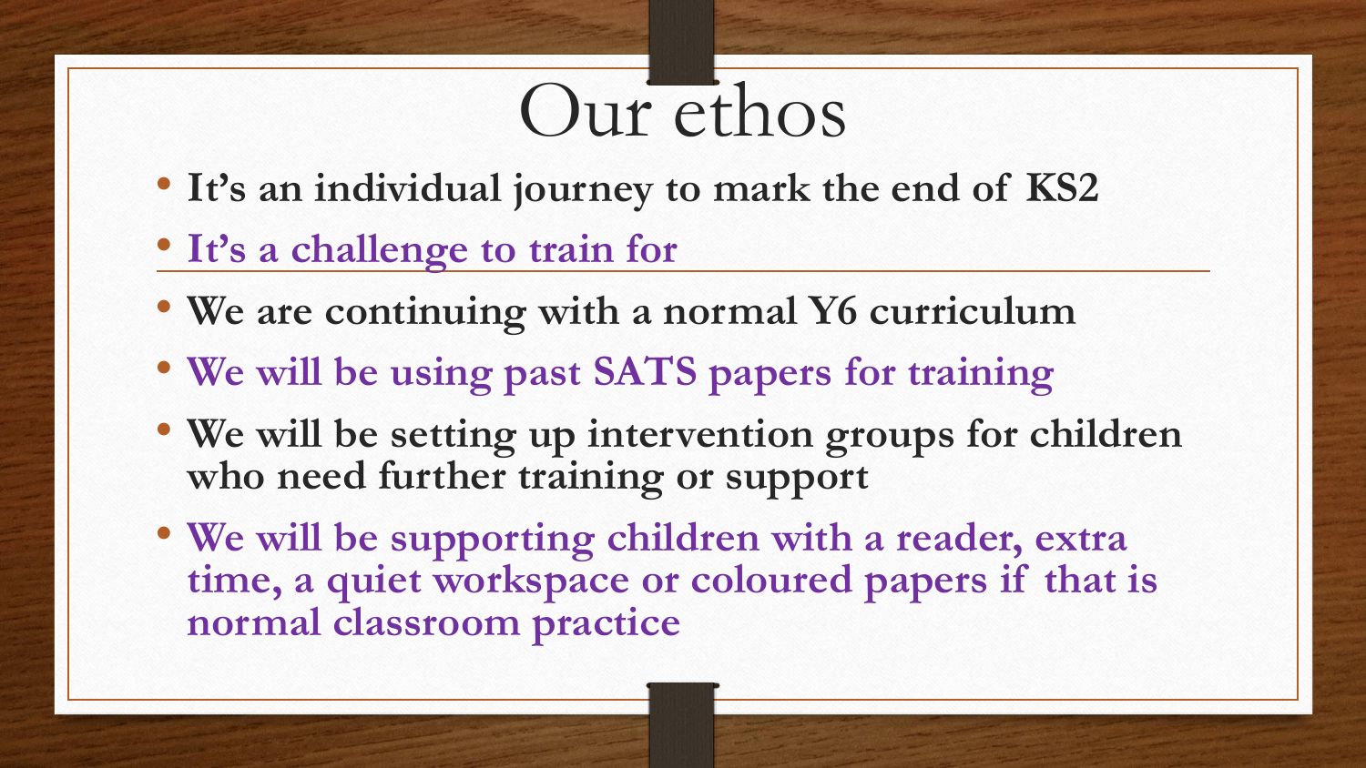# Our ethos

- **It's an individual journey to mark the end of KS2**
- **It's a challenge to train for**

---

- **We are continuing with a normal Y6 curriculum**
- **We will be using past SATS papers for training**
- **We will be setting up intervention groups for children who need further training or support**
- **We will be supporting children with a reader, extra time, a quiet workspace or coloured papers if that is normal classroom practice**